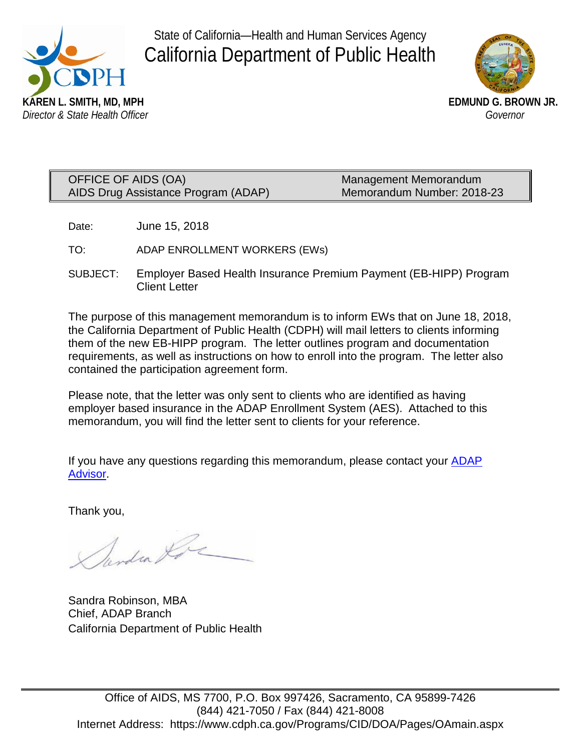State of California—Health and Human Services Agency

# California Department of Public Health

**KAREN L. SMITH, MD, MPH**
*Director & State Health Officer*

**EDMUND G. BROWN JR.**
*Governor*

| OFFICE OF AIDS (OA) | Management Memorandum |
| --- | --- |
| AIDS Drug Assistance Program (ADAP) | Memorandum Number: 2018-23 |

Date: June 15, 2018

TO: ADAP ENROLLMENT WORKERS (EWs)

SUBJECT: Employer Based Health Insurance Premium Payment (EB-HIPP) Program Client Letter

The purpose of this management memorandum is to inform EWs that on June 18, 2018, the California Department of Public Health (CDPH) will mail letters to clients informing them of the new EB-HIPP program. The letter outlines program and documentation requirements, as well as instructions on how to enroll into the program. The letter also contained the participation agreement form.

Please note, that the letter was only sent to clients who are identified as having employer based insurance in the ADAP Enrollment System (AES). Attached to this memorandum, you will find the letter sent to clients for your reference.

If you have any questions regarding this memorandum, please contact your ADAP Advisor.

Thank you,

Sandra Robinson, MBA
Chief, ADAP Branch
California Department of Public Health

Office of AIDS, MS 7700, P.O. Box 997426, Sacramento, CA 95899-7426
(844) 421-7050 / Fax (844) 421-8008
Internet Address: https://www.cdph.ca.gov/Programs/CID/DOA/Pages/OAmain.aspx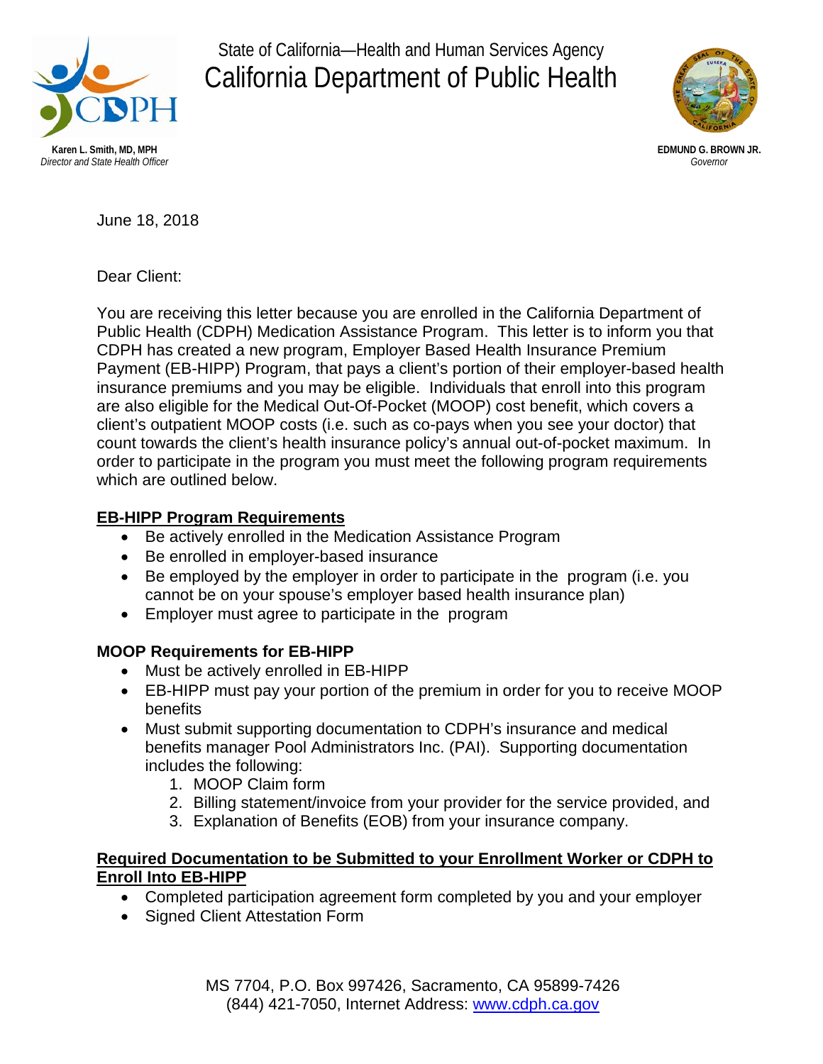State of California—Health and Human Services Agency

# California Department of Public Health

**Karen L. Smith, MD, MPH**
*Director and State Health Officer*

**EDMUND G. BROWN JR.**
*Governor*

June 18, 2018

Dear Client:

You are receiving this letter because you are enrolled in the California Department of Public Health (CDPH) Medication Assistance Program. This letter is to inform you that CDPH has created a new program, Employer Based Health Insurance Premium Payment (EB-HIPP) Program, that pays a client's portion of their employer-based health insurance premiums and you may be eligible. Individuals that enroll into this program are also eligible for the Medical Out-Of-Pocket (MOOP) cost benefit, which covers a client's outpatient MOOP costs (i.e. such as co-pays when you see your doctor) that count towards the client's health insurance policy's annual out-of-pocket maximum. In order to participate in the program you must meet the following program requirements which are outlined below.

**EB-HIPP Program Requirements**

- Be actively enrolled in the Medication Assistance Program
- Be enrolled in employer-based insurance
- Be employed by the employer in order to participate in the program (i.e. you cannot be on your spouse's employer based health insurance plan)
- Employer must agree to participate in the program

**MOOP Requirements for EB-HIPP**

- Must be actively enrolled in EB-HIPP
- EB-HIPP must pay your portion of the premium in order for you to receive MOOP benefits
- Must submit supporting documentation to CDPH's insurance and medical benefits manager Pool Administrators Inc. (PAI). Supporting documentation includes the following:
  1. MOOP Claim form
  2. Billing statement/invoice from your provider for the service provided, and
  3. Explanation of Benefits (EOB) from your insurance company.

**Required Documentation to be Submitted to your Enrollment Worker or CDPH to Enroll Into EB-HIPP**

- Completed participation agreement form completed by you and your employer
- Signed Client Attestation Form

MS 7704, P.O. Box 997426, Sacramento, CA 95899-7426
(844) 421-7050, Internet Address: www.cdph.ca.gov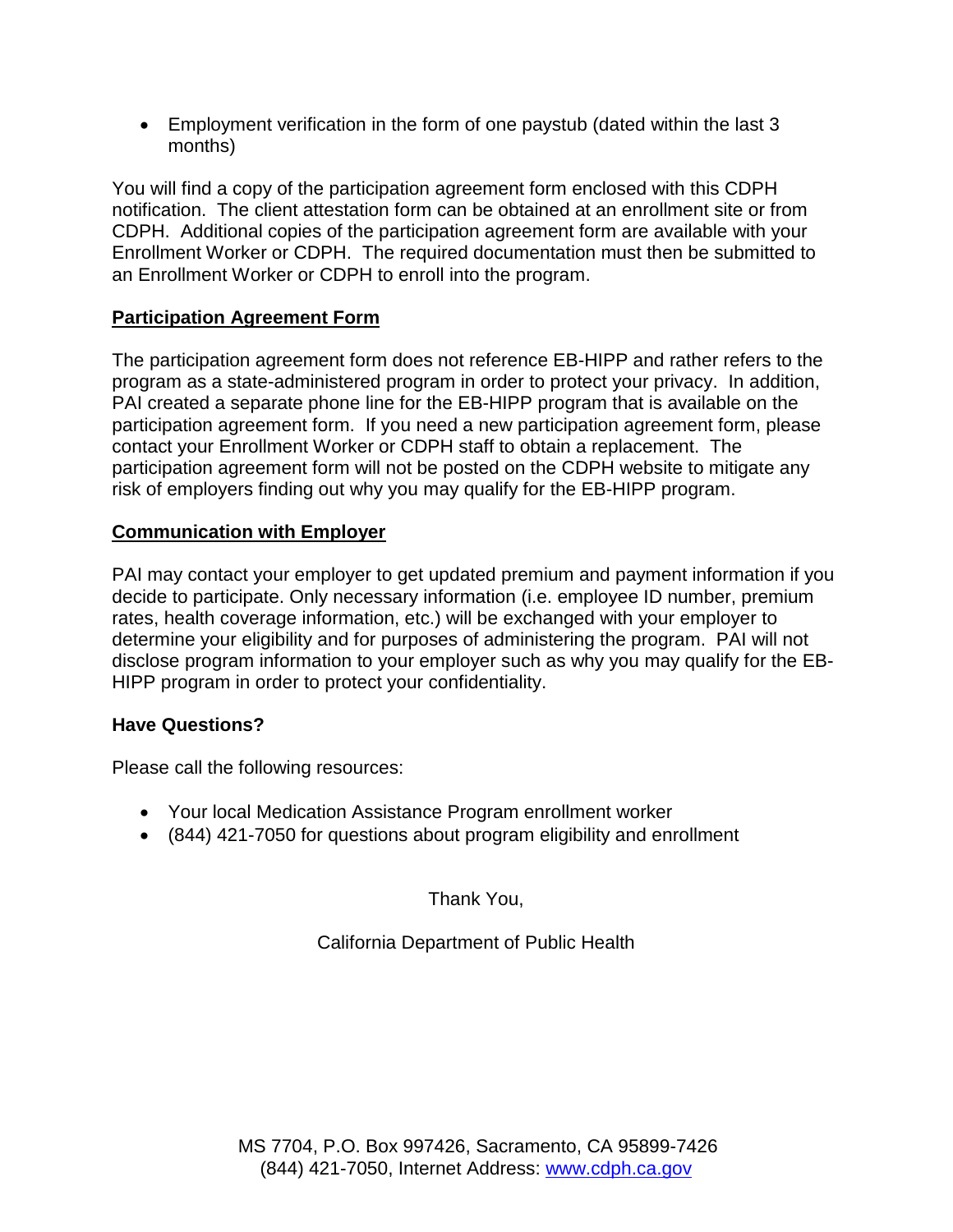- Employment verification in the form of one paystub (dated within the last 3 months)

You will find a copy of the participation agreement form enclosed with this CDPH notification. The client attestation form can be obtained at an enrollment site or from CDPH. Additional copies of the participation agreement form are available with your Enrollment Worker or CDPH. The required documentation must then be submitted to an Enrollment Worker or CDPH to enroll into the program.

## Participation Agreement Form

The participation agreement form does not reference EB-HIPP and rather refers to the program as a state-administered program in order to protect your privacy. In addition, PAI created a separate phone line for the EB-HIPP program that is available on the participation agreement form. If you need a new participation agreement form, please contact your Enrollment Worker or CDPH staff to obtain a replacement. The participation agreement form will not be posted on the CDPH website to mitigate any risk of employers finding out why you may qualify for the EB-HIPP program.

## Communication with Employer

PAI may contact your employer to get updated premium and payment information if you decide to participate. Only necessary information (i.e. employee ID number, premium rates, health coverage information, etc.) will be exchanged with your employer to determine your eligibility and for purposes of administering the program. PAI will not disclose program information to your employer such as why you may qualify for the EB-HIPP program in order to protect your confidentiality.

## Have Questions?

Please call the following resources:

- Your local Medication Assistance Program enrollment worker
- (844) 421-7050 for questions about program eligibility and enrollment

Thank You,

California Department of Public Health

MS 7704, P.O. Box 997426, Sacramento, CA 95899-7426
(844) 421-7050, Internet Address: www.cdph.ca.gov